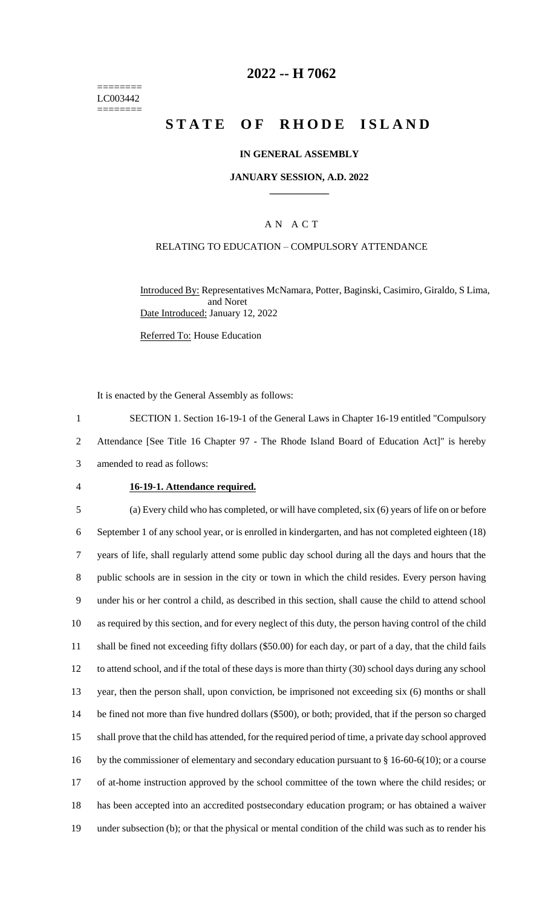========
LC003442
========

# 2022 -- H 7062

# STATE OF RHODE ISLAND

### IN GENERAL ASSEMBLY

### JANUARY SESSION, A.D. 2022

____________

## A N A C T

### RELATING TO EDUCATION – COMPULSORY ATTENDANCE

Introduced By: Representatives McNamara, Potter, Baginski, Casimiro, Giraldo, S Lima, and Noret

Date Introduced: January 12, 2022

Referred To: House Education

It is enacted by the General Assembly as follows:

1 SECTION 1. Section 16-19-1 of the General Laws in Chapter 16-19 entitled "Compulsory
2 Attendance [See Title 16 Chapter 97 - The Rhode Island Board of Education Act]" is hereby
3 amended to read as follows:

4 **16-19-1. Attendance required.**

5 (a) Every child who has completed, or will have completed, six (6) years of life on or before
6 September 1 of any school year, or is enrolled in kindergarten, and has not completed eighteen (18)
7 years of life, shall regularly attend some public day school during all the days and hours that the
8 public schools are in session in the city or town in which the child resides. Every person having
9 under his or her control a child, as described in this section, shall cause the child to attend school
10 as required by this section, and for every neglect of this duty, the person having control of the child
11 shall be fined not exceeding fifty dollars ($50.00) for each day, or part of a day, that the child fails
12 to attend school, and if the total of these days is more than thirty (30) school days during any school
13 year, then the person shall, upon conviction, be imprisoned not exceeding six (6) months or shall
14 be fined not more than five hundred dollars ($500), or both; provided, that if the person so charged
15 shall prove that the child has attended, for the required period of time, a private day school approved
16 by the commissioner of elementary and secondary education pursuant to § 16-60-6(10); or a course
17 of at-home instruction approved by the school committee of the town where the child resides; or
18 has been accepted into an accredited postsecondary education program; or has obtained a waiver
19 under subsection (b); or that the physical or mental condition of the child was such as to render his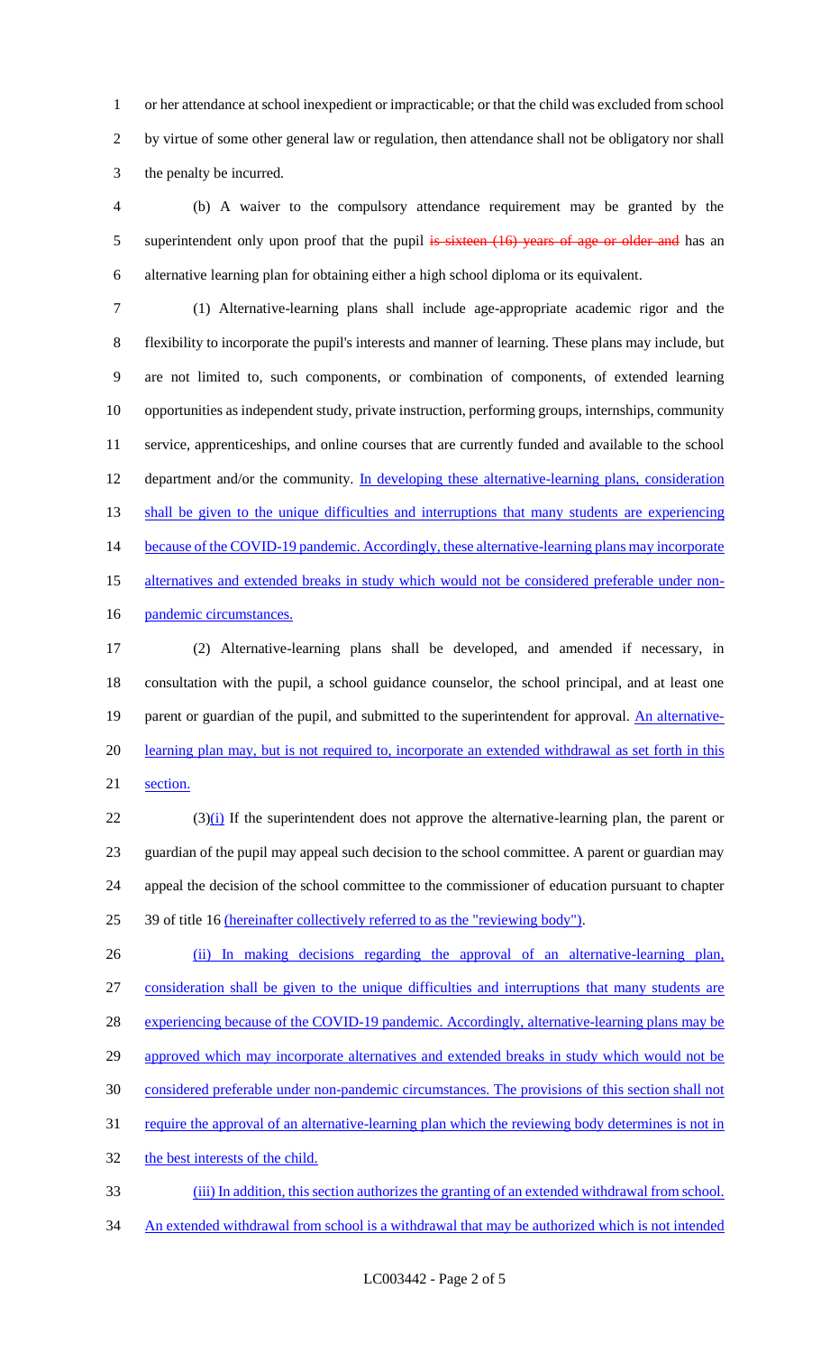or her attendance at school inexpedient or impracticable; or that the child was excluded from school by virtue of some other general law or regulation, then attendance shall not be obligatory nor shall the penalty be incurred.

(b) A waiver to the compulsory attendance requirement may be granted by the superintendent only upon proof that the pupil ~~is sixteen (16) years of age or older and~~ has an alternative learning plan for obtaining either a high school diploma or its equivalent.

(1) Alternative-learning plans shall include age-appropriate academic rigor and the flexibility to incorporate the pupil's interests and manner of learning. These plans may include, but are not limited to, such components, or combination of components, of extended learning opportunities as independent study, private instruction, performing groups, internships, community service, apprenticeships, and online courses that are currently funded and available to the school department and/or the community. <u>In developing these alternative-learning plans, consideration shall be given to the unique difficulties and interruptions that many students are experiencing because of the COVID-19 pandemic. Accordingly, these alternative-learning plans may incorporate alternatives and extended breaks in study which would not be considered preferable under non-pandemic circumstances.</u>

(2) Alternative-learning plans shall be developed, and amended if necessary, in consultation with the pupil, a school guidance counselor, the school principal, and at least one parent or guardian of the pupil, and submitted to the superintendent for approval. <u>An alternative-learning plan may, but is not required to, incorporate an extended withdrawal as set forth in this section.</u>

(3)<u>(i)</u> If the superintendent does not approve the alternative-learning plan, the parent or guardian of the pupil may appeal such decision to the school committee. A parent or guardian may appeal the decision of the school committee to the commissioner of education pursuant to chapter 39 of title 16 <u>(hereinafter collectively referred to as the "reviewing body")</u>.

<u>(ii) In making decisions regarding the approval of an alternative-learning plan, consideration shall be given to the unique difficulties and interruptions that many students are experiencing because of the COVID-19 pandemic. Accordingly, alternative-learning plans may be approved which may incorporate alternatives and extended breaks in study which would not be considered preferable under non-pandemic circumstances. The provisions of this section shall not require the approval of an alternative-learning plan which the reviewing body determines is not in the best interests of the child.</u>

<u>(iii) In addition, this section authorizes the granting of an extended withdrawal from school. An extended withdrawal from school is a withdrawal that may be authorized which is not intended</u>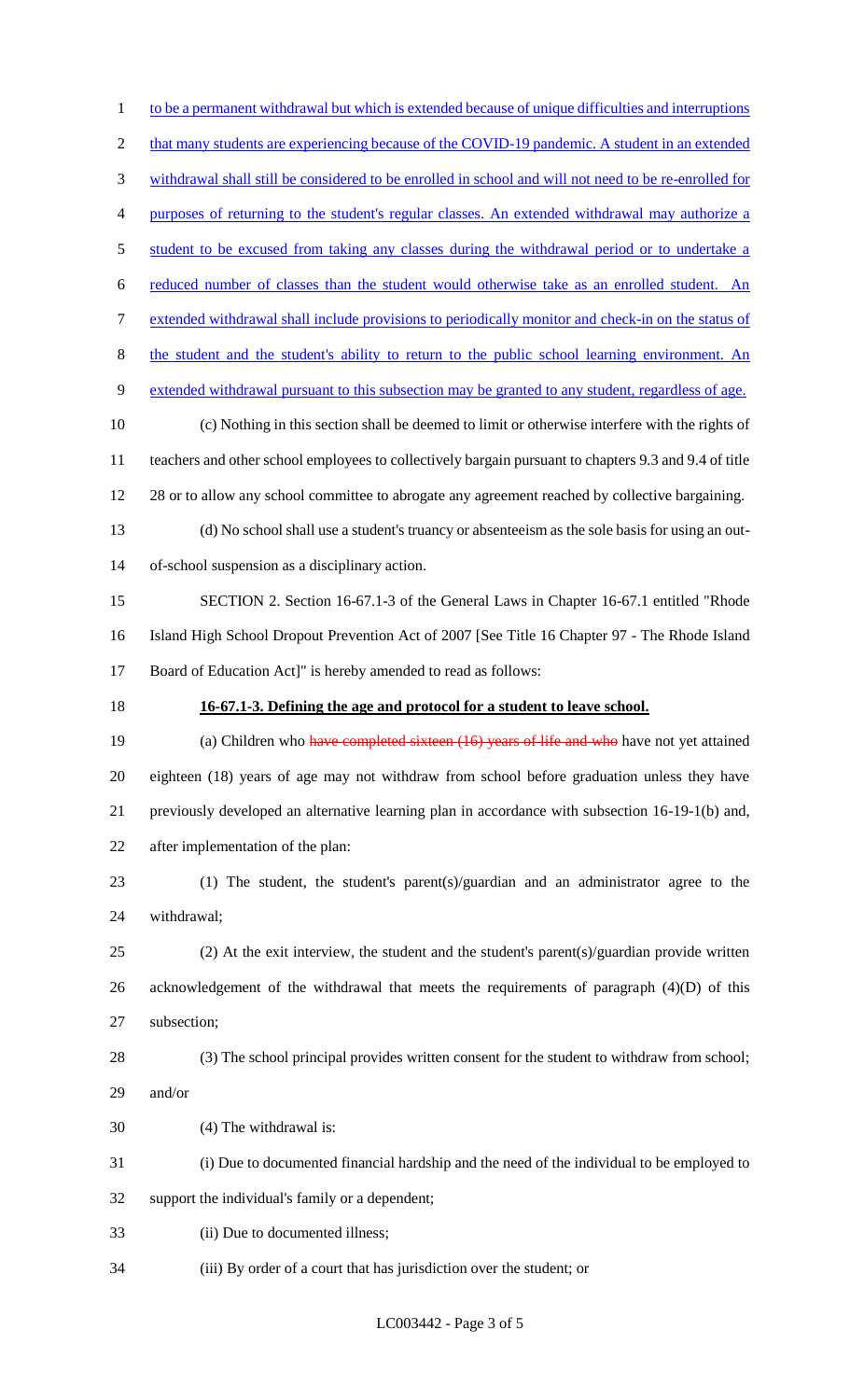to be a permanent withdrawal but which is extended because of unique difficulties and interruptions that many students are experiencing because of the COVID-19 pandemic. A student in an extended withdrawal shall still be considered to be enrolled in school and will not need to be re-enrolled for purposes of returning to the student's regular classes. An extended withdrawal may authorize a student to be excused from taking any classes during the withdrawal period or to undertake a reduced number of classes than the student would otherwise take as an enrolled student. An extended withdrawal shall include provisions to periodically monitor and check-in on the status of the student and the student's ability to return to the public school learning environment. An extended withdrawal pursuant to this subsection may be granted to any student, regardless of age.

(c) Nothing in this section shall be deemed to limit or otherwise interfere with the rights of teachers and other school employees to collectively bargain pursuant to chapters 9.3 and 9.4 of title 28 or to allow any school committee to abrogate any agreement reached by collective bargaining.

(d) No school shall use a student's truancy or absenteeism as the sole basis for using an out-of-school suspension as a disciplinary action.

SECTION 2. Section 16-67.1-3 of the General Laws in Chapter 16-67.1 entitled "Rhode Island High School Dropout Prevention Act of 2007 [See Title 16 Chapter 97 - The Rhode Island Board of Education Act]" is hereby amended to read as follows:

**16-67.1-3. Defining the age and protocol for a student to leave school.**

(a) Children who ~~have completed sixteen (16) years of life and who~~ have not yet attained eighteen (18) years of age may not withdraw from school before graduation unless they have previously developed an alternative learning plan in accordance with subsection 16-19-1(b) and, after implementation of the plan:

(1) The student, the student's parent(s)/guardian and an administrator agree to the withdrawal;

(2) At the exit interview, the student and the student's parent(s)/guardian provide written acknowledgement of the withdrawal that meets the requirements of paragraph (4)(D) of this subsection;

(3) The school principal provides written consent for the student to withdraw from school; and/or

(4) The withdrawal is:

(i) Due to documented financial hardship and the need of the individual to be employed to support the individual's family or a dependent;

(ii) Due to documented illness;

(iii) By order of a court that has jurisdiction over the student; or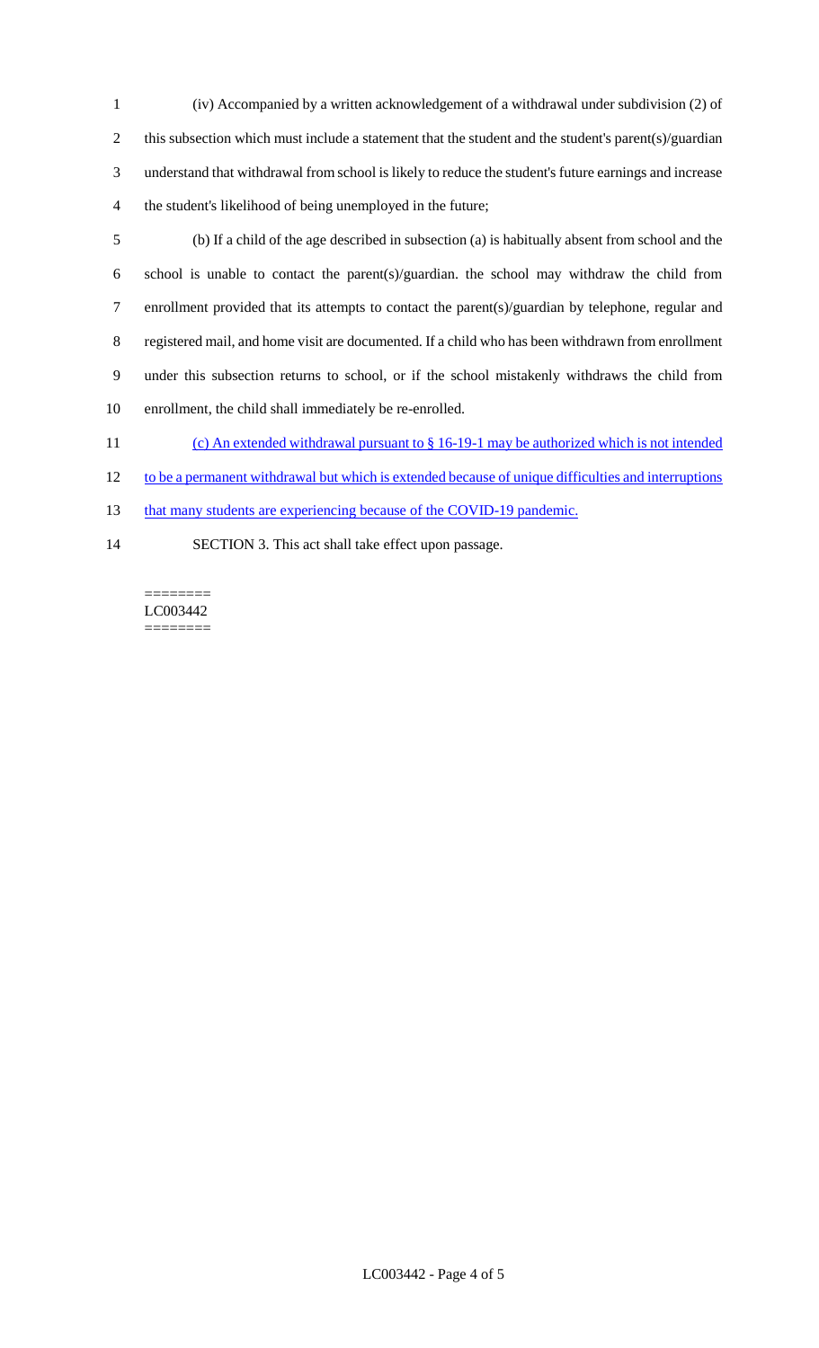(iv) Accompanied by a written acknowledgement of a withdrawal under subdivision (2) of this subsection which must include a statement that the student and the student's parent(s)/guardian understand that withdrawal from school is likely to reduce the student's future earnings and increase the student's likelihood of being unemployed in the future;

(b) If a child of the age described in subsection (a) is habitually absent from school and the school is unable to contact the parent(s)/guardian. the school may withdraw the child from enrollment provided that its attempts to contact the parent(s)/guardian by telephone, regular and registered mail, and home visit are documented. If a child who has been withdrawn from enrollment under this subsection returns to school, or if the school mistakenly withdraws the child from enrollment, the child shall immediately be re-enrolled.

(c) An extended withdrawal pursuant to § 16-19-1 may be authorized which is not intended to be a permanent withdrawal but which is extended because of unique difficulties and interruptions that many students are experiencing because of the COVID-19 pandemic.

SECTION 3. This act shall take effect upon passage.

========
LC003442
========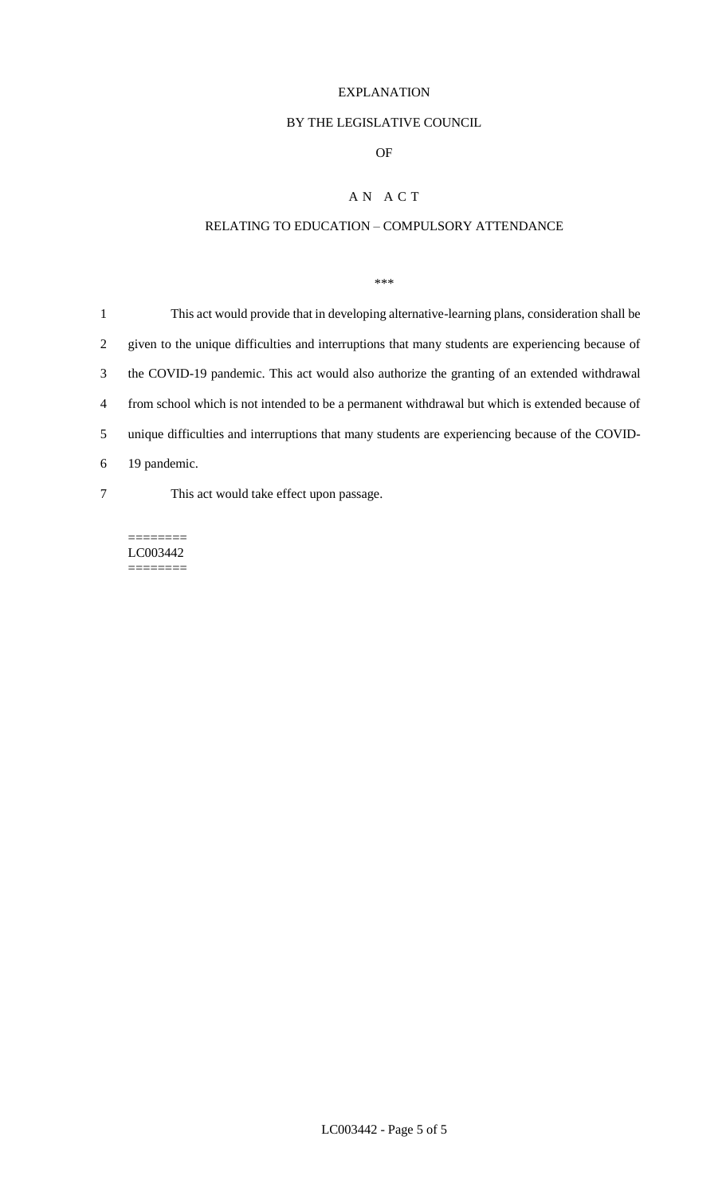EXPLANATION

BY THE LEGISLATIVE COUNCIL

OF

A N A C T

RELATING TO EDUCATION – COMPULSORY ATTENDANCE

***

This act would provide that in developing alternative-learning plans, consideration shall be given to the unique difficulties and interruptions that many students are experiencing because of the COVID-19 pandemic. This act would also authorize the granting of an extended withdrawal from school which is not intended to be a permanent withdrawal but which is extended because of unique difficulties and interruptions that many students are experiencing because of the COVID-19 pandemic.

This act would take effect upon passage.

========
LC003442
========